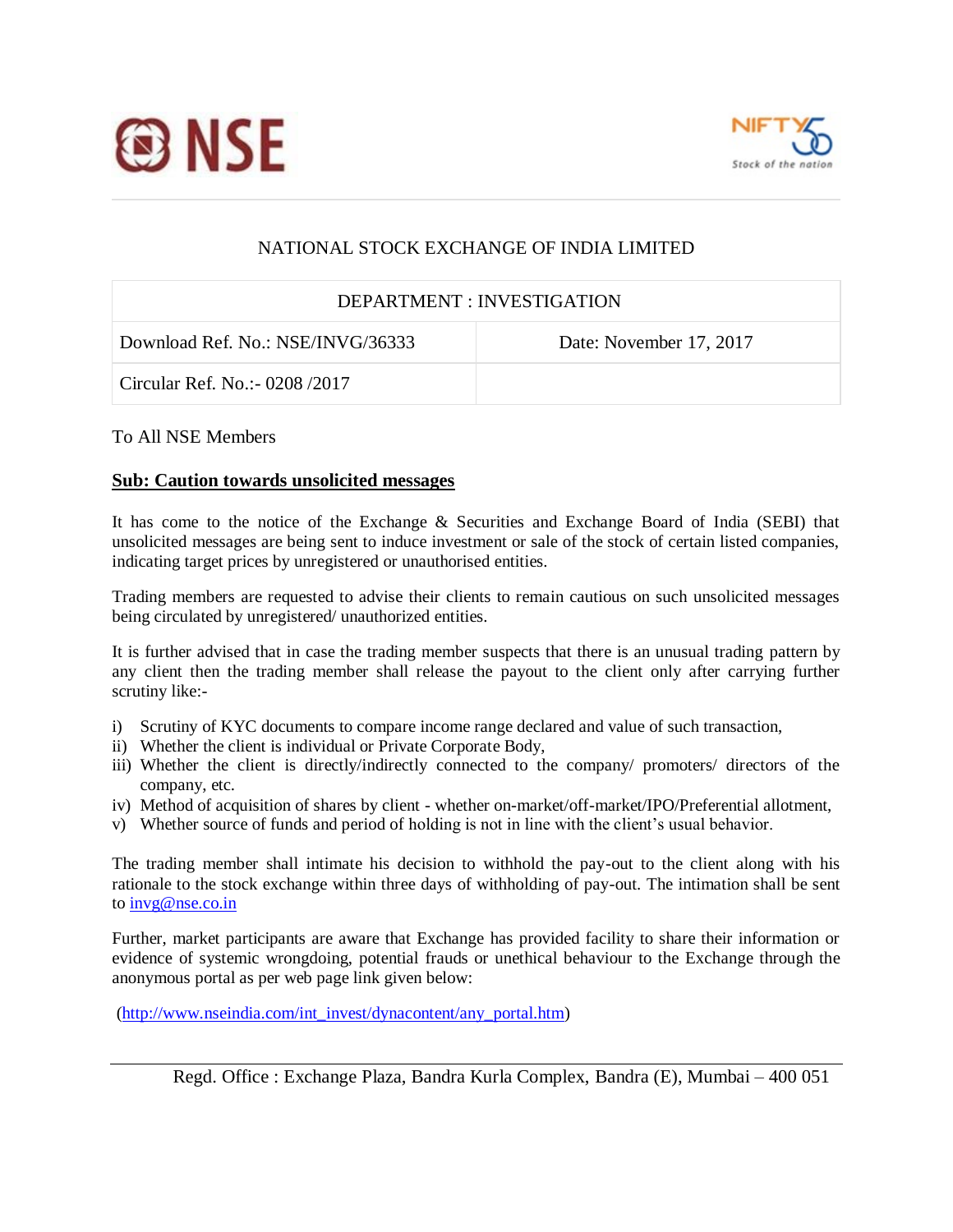NATIONAL STOCK EXCHANGE OF INDIA LIMITED

| DEPARTMENT : INVESTIGATION | |
|---|---|
| Download Ref. No.: NSE/INVG/36333 | Date: November 17, 2017 |
| Circular Ref. No.:- 0208 /2017 | |

To All NSE Members

**Sub: Caution towards unsolicited messages**

It has come to the notice of the Exchange & Securities and Exchange Board of India (SEBI) that unsolicited messages are being sent to induce investment or sale of the stock of certain listed companies, indicating target prices by unregistered or unauthorised entities.

Trading members are requested to advise their clients to remain cautious on such unsolicited messages being circulated by unregistered/ unauthorized entities.

It is further advised that in case the trading member suspects that there is an unusual trading pattern by any client then the trading member shall release the payout to the client only after carrying further scrutiny like:-

i) Scrutiny of KYC documents to compare income range declared and value of such transaction,
ii) Whether the client is individual or Private Corporate Body,
iii) Whether the client is directly/indirectly connected to the company/ promoters/ directors of the company, etc.
iv) Method of acquisition of shares by client - whether on-market/off-market/IPO/Preferential allotment,
v) Whether source of funds and period of holding is not in line with the client's usual behavior.

The trading member shall intimate his decision to withhold the pay-out to the client along with his rationale to the stock exchange within three days of withholding of pay-out. The intimation shall be sent to invg@nse.co.in

Further, market participants are aware that Exchange has provided facility to share their information or evidence of systemic wrongdoing, potential frauds or unethical behaviour to the Exchange through the anonymous portal as per web page link given below:

(http://www.nseindia.com/int_invest/dynacontent/any_portal.htm)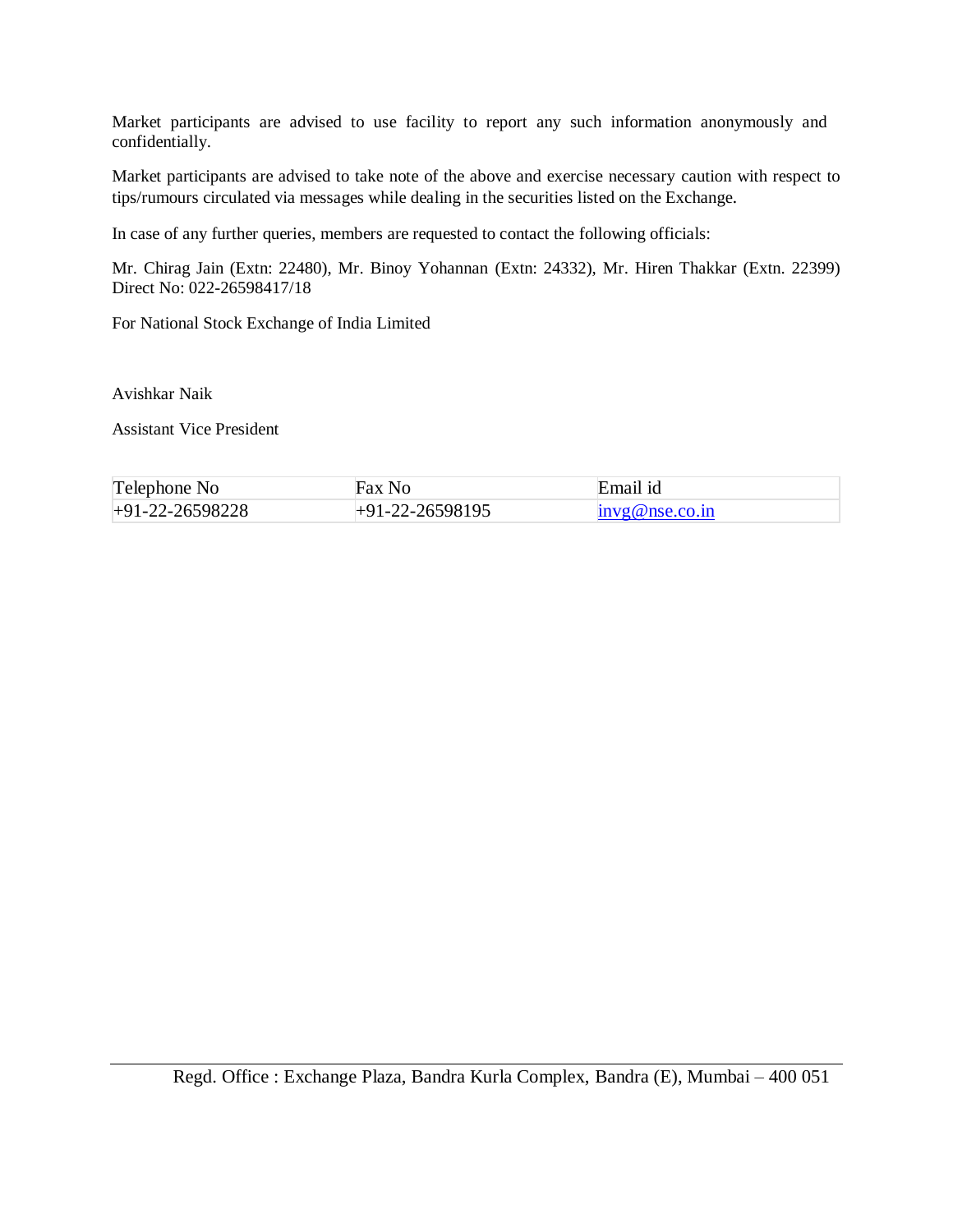Market participants are advised to use facility to report any such information anonymously and confidentially.

Market participants are advised to take note of the above and exercise necessary caution with respect to tips/rumours circulated via messages while dealing in the securities listed on the Exchange.

In case of any further queries, members are requested to contact the following officials:

Mr. Chirag Jain (Extn: 22480), Mr. Binoy Yohannan (Extn: 24332), Mr. Hiren Thakkar (Extn. 22399) Direct No: 022-26598417/18

For National Stock Exchange of India Limited

Avishkar Naik

Assistant Vice President

| Telephone No | Fax No | Email id |
|---|---|---|
| +91-22-26598228 | +91-22-26598195 | invg@nse.co.in |

Regd. Office : Exchange Plaza, Bandra Kurla Complex, Bandra (E), Mumbai – 400 051